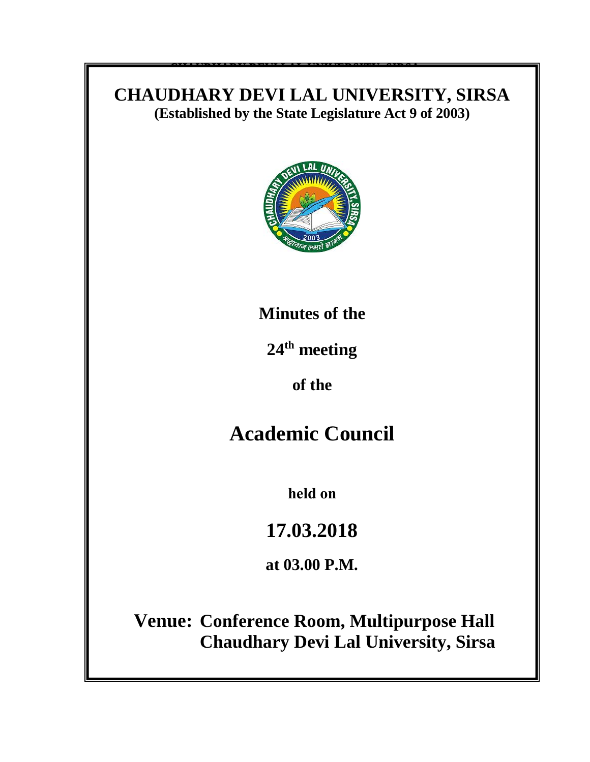# CHAUDHARY DEVI LAL UNIVERSITY, SIRSA

**(Established by the State Legislature Act 9 of 2003)**

**Minutes of the**

**24th meeting**

**of the**

## Academic Council

**held on**

## 17.03.2018

**at 03.00 P.M.**

**Venue: Conference Room, Multipurpose Hall**
**Chaudhary Devi Lal University, Sirsa**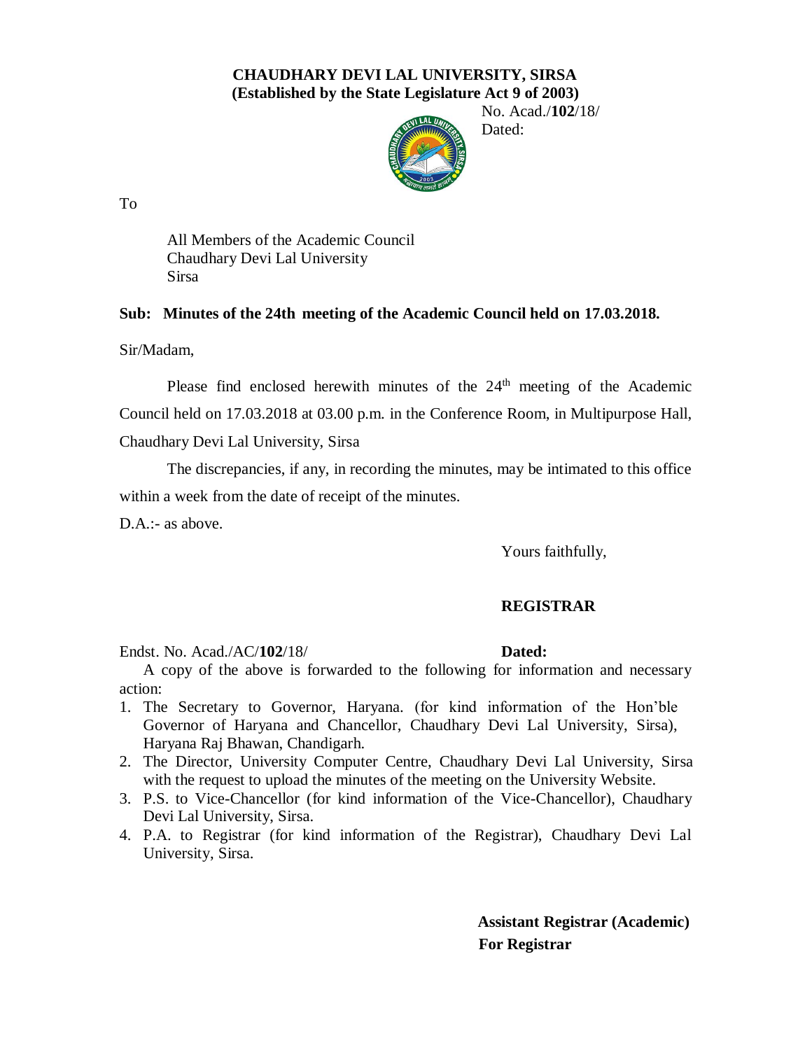**CHAUDHARY DEVI LAL UNIVERSITY, SIRSA**
**(Established by the State Legislature Act 9 of 2003)**

No. Acad./**102**/18/
Dated:

To

All Members of the Academic Council
Chaudhary Devi Lal University
Sirsa

**Sub: Minutes of the 24th meeting of the Academic Council held on 17.03.2018.**

Sir/Madam,

Please find enclosed herewith minutes of the 24th meeting of the Academic Council held on 17.03.2018 at 03.00 p.m. in the Conference Room, in Multipurpose Hall, Chaudhary Devi Lal University, Sirsa

The discrepancies, if any, in recording the minutes, may be intimated to this office within a week from the date of receipt of the minutes.

D.A.:- as above.

Yours faithfully,

**REGISTRAR**

Endst. No. Acad./AC/**102**/18/ **Dated:**

A copy of the above is forwarded to the following for information and necessary action:

1. The Secretary to Governor, Haryana. (for kind information of the Hon'ble Governor of Haryana and Chancellor, Chaudhary Devi Lal University, Sirsa), Haryana Raj Bhawan, Chandigarh.
2. The Director, University Computer Centre, Chaudhary Devi Lal University, Sirsa with the request to upload the minutes of the meeting on the University Website.
3. P.S. to Vice-Chancellor (for kind information of the Vice-Chancellor), Chaudhary Devi Lal University, Sirsa.
4. P.A. to Registrar (for kind information of the Registrar), Chaudhary Devi Lal University, Sirsa.

**Assistant Registrar (Academic)**
**For Registrar**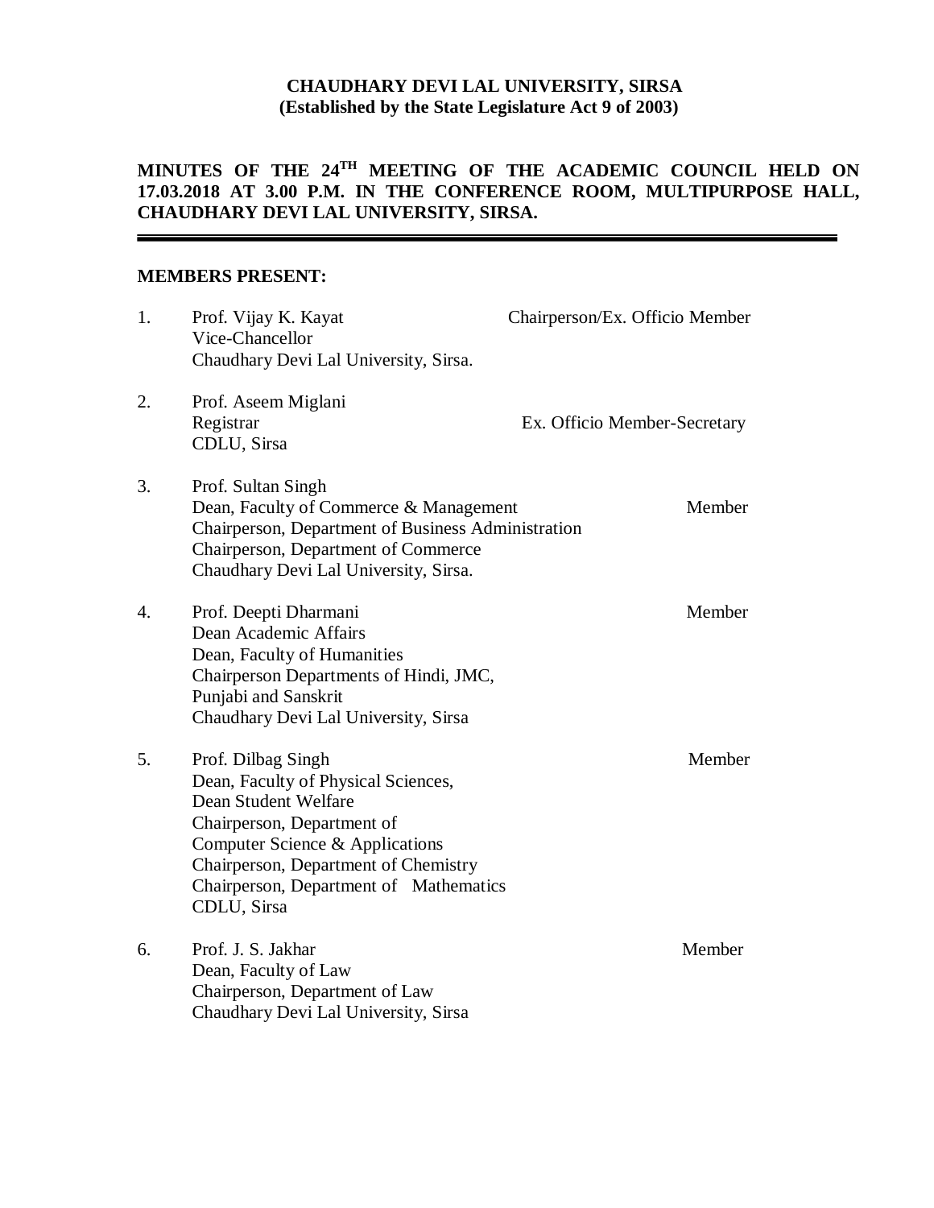**CHAUDHARY DEVI LAL UNIVERSITY, SIRSA**
**(Established by the State Legislature Act 9 of 2003)**

## MINUTES OF THE 24TH MEETING OF THE ACADEMIC COUNCIL HELD ON 17.03.2018 AT 3.00 P.M. IN THE CONFERENCE ROOM, MULTIPURPOSE HALL, CHAUDHARY DEVI LAL UNIVERSITY, SIRSA.

---

**MEMBERS PRESENT:**

1. Prof. Vijay K. Kayat — Chairperson/Ex. Officio Member
   Vice-Chancellor
   Chaudhary Devi Lal University, Sirsa.

2. Prof. Aseem Miglani
   Registrar — Ex. Officio Member-Secretary
   CDLU, Sirsa

3. Prof. Sultan Singh
   Dean, Faculty of Commerce & Management — Member
   Chairperson, Department of Business Administration
   Chairperson, Department of Commerce
   Chaudhary Devi Lal University, Sirsa.

4. Prof. Deepti Dharmani — Member
   Dean Academic Affairs
   Dean, Faculty of Humanities
   Chairperson Departments of Hindi, JMC, Punjabi and Sanskrit
   Chaudhary Devi Lal University, Sirsa

5. Prof. Dilbag Singh — Member
   Dean, Faculty of Physical Sciences,
   Dean Student Welfare
   Chairperson, Department of Computer Science & Applications
   Chairperson, Department of Chemistry
   Chairperson, Department of Mathematics
   CDLU, Sirsa

6. Prof. J. S. Jakhar — Member
   Dean, Faculty of Law
   Chairperson, Department of Law
   Chaudhary Devi Lal University, Sirsa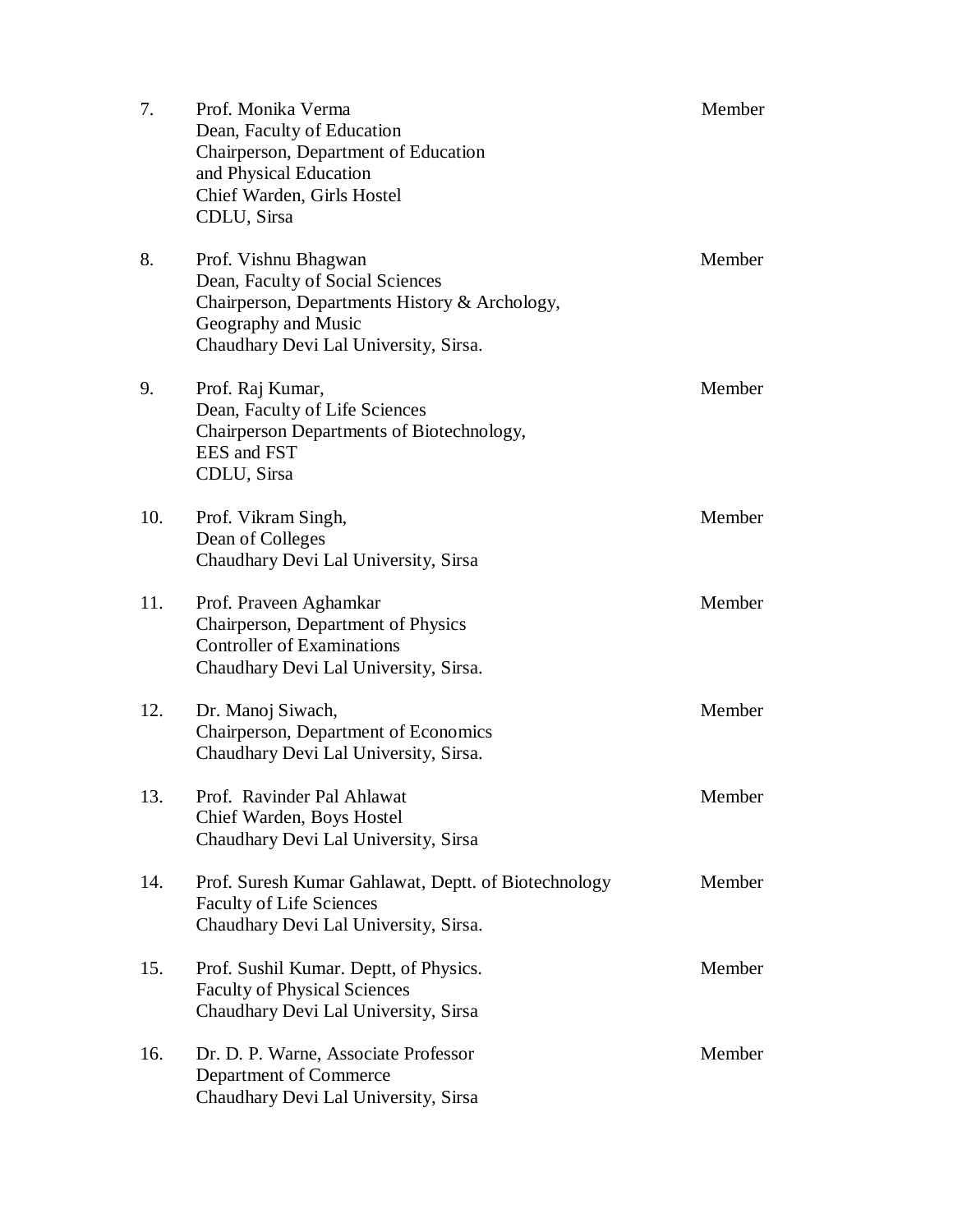| | | |
|---|---|---|
| 7. | Prof. Monika Verma<br>Dean, Faculty of Education<br>Chairperson, Department of Education<br>and Physical Education<br>Chief Warden, Girls Hostel<br>CDLU, Sirsa | Member |
| 8. | Prof. Vishnu Bhagwan<br>Dean, Faculty of Social Sciences<br>Chairperson, Departments History & Archology,<br>Geography and Music<br>Chaudhary Devi Lal University, Sirsa. | Member |
| 9. | Prof. Raj Kumar,<br>Dean, Faculty of Life Sciences<br>Chairperson Departments of Biotechnology,<br>EES and FST<br>CDLU, Sirsa | Member |
| 10. | Prof. Vikram Singh,<br>Dean of Colleges<br>Chaudhary Devi Lal University, Sirsa | Member |
| 11. | Prof. Praveen Aghamkar<br>Chairperson, Department of Physics<br>Controller of Examinations<br>Chaudhary Devi Lal University, Sirsa. | Member |
| 12. | Dr. Manoj Siwach,<br>Chairperson, Department of Economics<br>Chaudhary Devi Lal University, Sirsa. | Member |
| 13. | Prof. Ravinder Pal Ahlawat<br>Chief Warden, Boys Hostel<br>Chaudhary Devi Lal University, Sirsa | Member |
| 14. | Prof. Suresh Kumar Gahlawat, Deptt. of Biotechnology<br>Faculty of Life Sciences<br>Chaudhary Devi Lal University, Sirsa. | Member |
| 15. | Prof. Sushil Kumar. Deptt, of Physics.<br>Faculty of Physical Sciences<br>Chaudhary Devi Lal University, Sirsa | Member |
| 16. | Dr. D. P. Warne, Associate Professor<br>Department of Commerce<br>Chaudhary Devi Lal University, Sirsa | Member |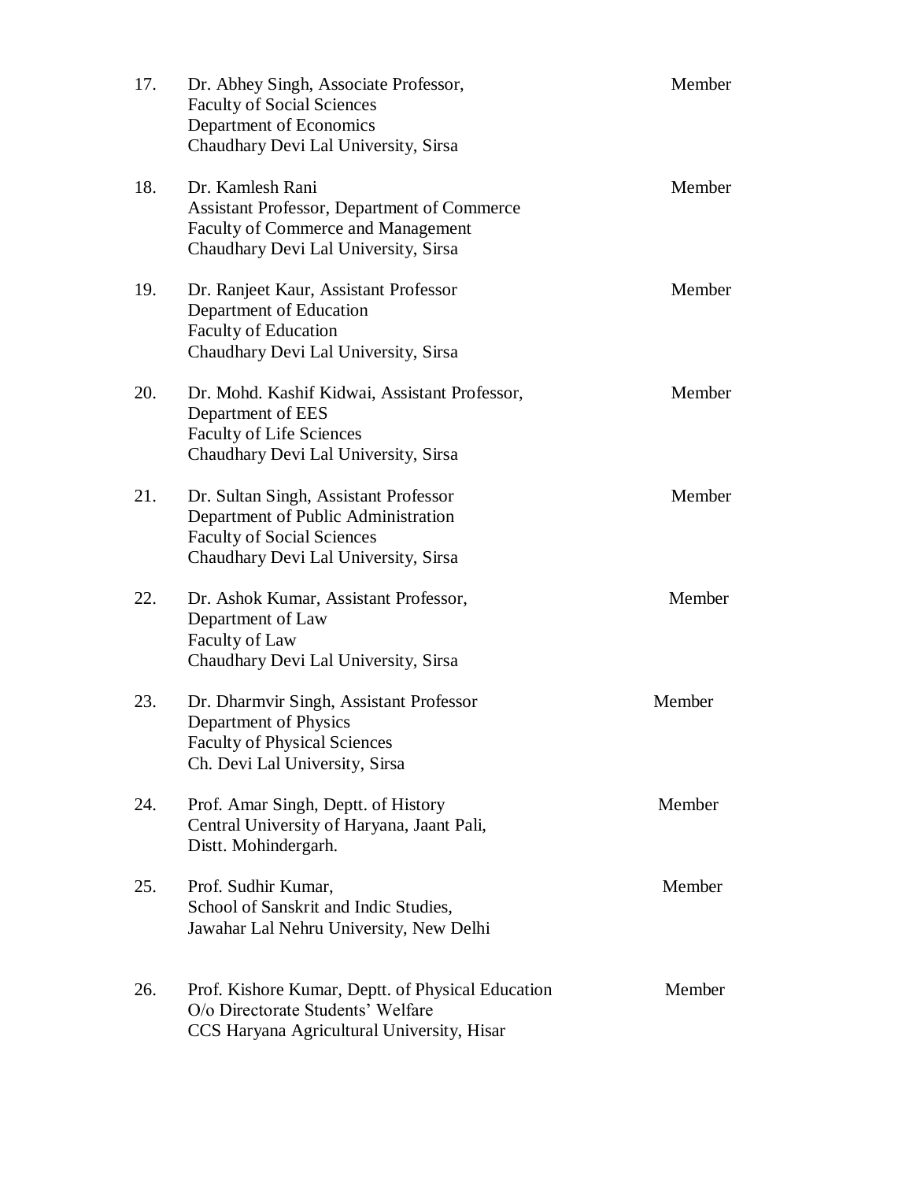| | | |
|---|---|---|
| 17. | Dr. Abhey Singh, Associate Professor,<br>Faculty of Social Sciences<br>Department of Economics<br>Chaudhary Devi Lal University, Sirsa | Member |
| 18. | Dr. Kamlesh Rani<br>Assistant Professor, Department of Commerce<br>Faculty of Commerce and Management<br>Chaudhary Devi Lal University, Sirsa | Member |
| 19. | Dr. Ranjeet Kaur, Assistant Professor<br>Department of Education<br>Faculty of Education<br>Chaudhary Devi Lal University, Sirsa | Member |
| 20. | Dr. Mohd. Kashif Kidwai, Assistant Professor,<br>Department of EES<br>Faculty of Life Sciences<br>Chaudhary Devi Lal University, Sirsa | Member |
| 21. | Dr. Sultan Singh, Assistant Professor<br>Department of Public Administration<br>Faculty of Social Sciences<br>Chaudhary Devi Lal University, Sirsa | Member |
| 22. | Dr. Ashok Kumar, Assistant Professor,<br>Department of Law<br>Faculty of Law<br>Chaudhary Devi Lal University, Sirsa | Member |
| 23. | Dr. Dharmvir Singh, Assistant Professor<br>Department of Physics<br>Faculty of Physical Sciences<br>Ch. Devi Lal University, Sirsa | Member |
| 24. | Prof. Amar Singh, Deptt. of History<br>Central University of Haryana, Jaant Pali,<br>Distt. Mohindergarh. | Member |
| 25. | Prof. Sudhir Kumar,<br>School of Sanskrit and Indic Studies,<br>Jawahar Lal Nehru University, New Delhi | Member |
| 26. | Prof. Kishore Kumar, Deptt. of Physical Education<br>O/o Directorate Students' Welfare<br>CCS Haryana Agricultural University, Hisar | Member |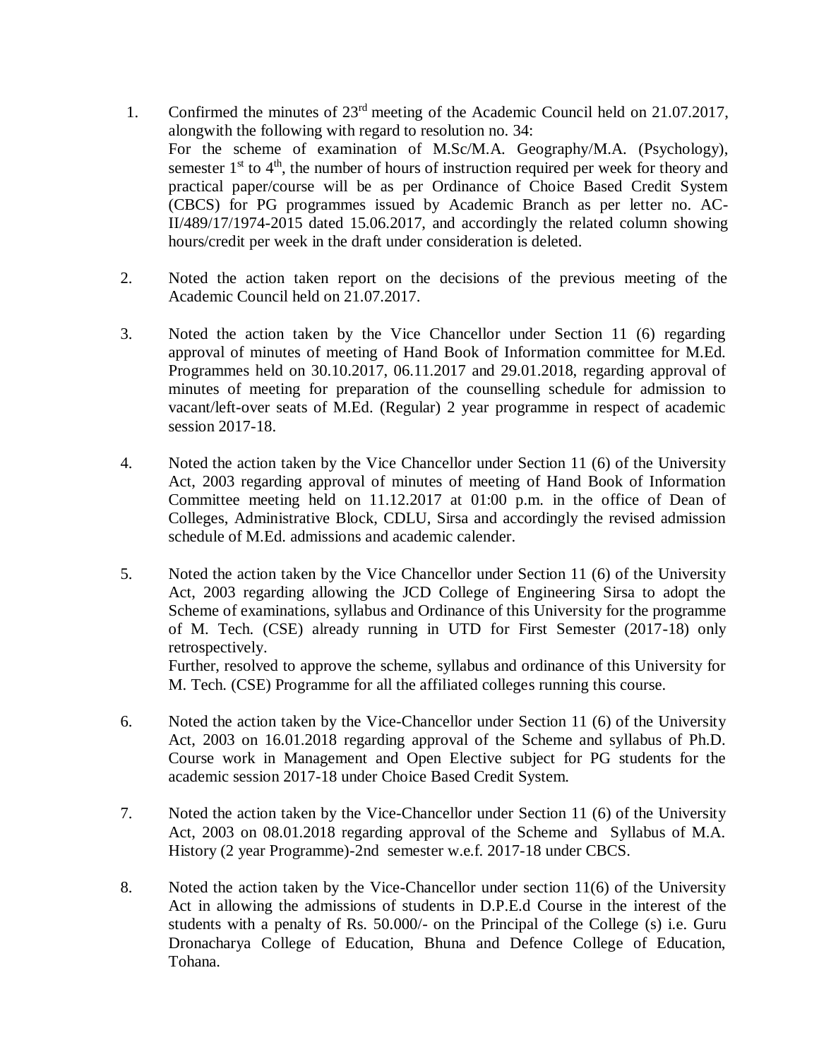1. Confirmed the minutes of 23rd meeting of the Academic Council held on 21.07.2017, alongwith the following with regard to resolution no. 34:
   For the scheme of examination of M.Sc/M.A. Geography/M.A. (Psychology), semester 1st to 4th, the number of hours of instruction required per week for theory and practical paper/course will be as per Ordinance of Choice Based Credit System (CBCS) for PG programmes issued by Academic Branch as per letter no. AC-II/489/17/1974-2015 dated 15.06.2017, and accordingly the related column showing hours/credit per week in the draft under consideration is deleted.

2. Noted the action taken report on the decisions of the previous meeting of the Academic Council held on 21.07.2017.

3. Noted the action taken by the Vice Chancellor under Section 11 (6) regarding approval of minutes of meeting of Hand Book of Information committee for M.Ed. Programmes held on 30.10.2017, 06.11.2017 and 29.01.2018, regarding approval of minutes of meeting for preparation of the counselling schedule for admission to vacant/left-over seats of M.Ed. (Regular) 2 year programme in respect of academic session 2017-18.

4. Noted the action taken by the Vice Chancellor under Section 11 (6) of the University Act, 2003 regarding approval of minutes of meeting of Hand Book of Information Committee meeting held on 11.12.2017 at 01:00 p.m. in the office of Dean of Colleges, Administrative Block, CDLU, Sirsa and accordingly the revised admission schedule of M.Ed. admissions and academic calender.

5. Noted the action taken by the Vice Chancellor under Section 11 (6) of the University Act, 2003 regarding allowing the JCD College of Engineering Sirsa to adopt the Scheme of examinations, syllabus and Ordinance of this University for the programme of M. Tech. (CSE) already running in UTD for First Semester (2017-18) only retrospectively.
   Further, resolved to approve the scheme, syllabus and ordinance of this University for M. Tech. (CSE) Programme for all the affiliated colleges running this course.

6. Noted the action taken by the Vice-Chancellor under Section 11 (6) of the University Act, 2003 on 16.01.2018 regarding approval of the Scheme and syllabus of Ph.D. Course work in Management and Open Elective subject for PG students for the academic session 2017-18 under Choice Based Credit System.

7. Noted the action taken by the Vice-Chancellor under Section 11 (6) of the University Act, 2003 on 08.01.2018 regarding approval of the Scheme and Syllabus of M.A. History (2 year Programme)-2nd semester w.e.f. 2017-18 under CBCS.

8. Noted the action taken by the Vice-Chancellor under section 11(6) of the University Act in allowing the admissions of students in D.P.E.d Course in the interest of the students with a penalty of Rs. 50.000/- on the Principal of the College (s) i.e. Guru Dronacharya College of Education, Bhuna and Defence College of Education, Tohana.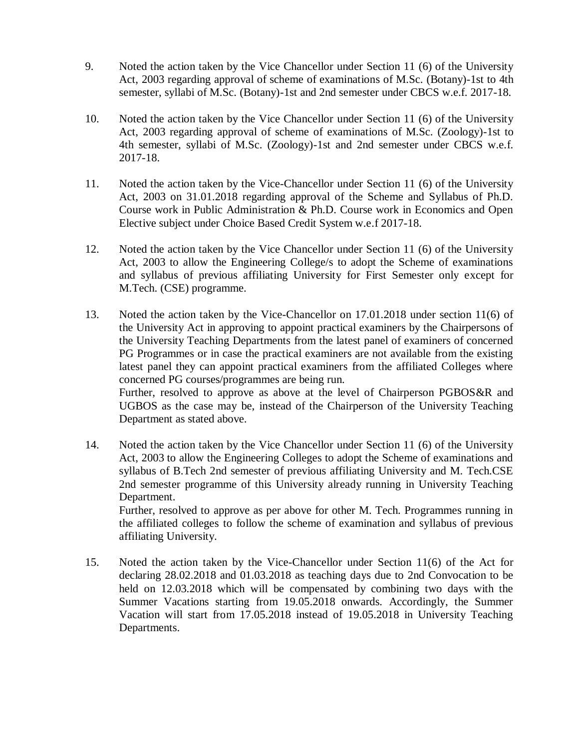9. Noted the action taken by the Vice Chancellor under Section 11 (6) of the University Act, 2003 regarding approval of scheme of examinations of M.Sc. (Botany)-1st to 4th semester, syllabi of M.Sc. (Botany)-1st and 2nd semester under CBCS w.e.f. 2017-18.

10. Noted the action taken by the Vice Chancellor under Section 11 (6) of the University Act, 2003 regarding approval of scheme of examinations of M.Sc. (Zoology)-1st to 4th semester, syllabi of M.Sc. (Zoology)-1st and 2nd semester under CBCS w.e.f. 2017-18.

11. Noted the action taken by the Vice-Chancellor under Section 11 (6) of the University Act, 2003 on 31.01.2018 regarding approval of the Scheme and Syllabus of Ph.D. Course work in Public Administration & Ph.D. Course work in Economics and Open Elective subject under Choice Based Credit System w.e.f 2017-18.

12. Noted the action taken by the Vice Chancellor under Section 11 (6) of the University Act, 2003 to allow the Engineering College/s to adopt the Scheme of examinations and syllabus of previous affiliating University for First Semester only except for M.Tech. (CSE) programme.

13. Noted the action taken by the Vice-Chancellor on 17.01.2018 under section 11(6) of the University Act in approving to appoint practical examiners by the Chairpersons of the University Teaching Departments from the latest panel of examiners of concerned PG Programmes or in case the practical examiners are not available from the existing latest panel they can appoint practical examiners from the affiliated Colleges where concerned PG courses/programmes are being run.
    Further, resolved to approve as above at the level of Chairperson PGBOS&R and UGBOS as the case may be, instead of the Chairperson of the University Teaching Department as stated above.

14. Noted the action taken by the Vice Chancellor under Section 11 (6) of the University Act, 2003 to allow the Engineering Colleges to adopt the Scheme of examinations and syllabus of B.Tech 2nd semester of previous affiliating University and M. Tech.CSE 2nd semester programme of this University already running in University Teaching Department.
    Further, resolved to approve as per above for other M. Tech. Programmes running in the affiliated colleges to follow the scheme of examination and syllabus of previous affiliating University.

15. Noted the action taken by the Vice-Chancellor under Section 11(6) of the Act for declaring 28.02.2018 and 01.03.2018 as teaching days due to 2nd Convocation to be held on 12.03.2018 which will be compensated by combining two days with the Summer Vacations starting from 19.05.2018 onwards. Accordingly, the Summer Vacation will start from 17.05.2018 instead of 19.05.2018 in University Teaching Departments.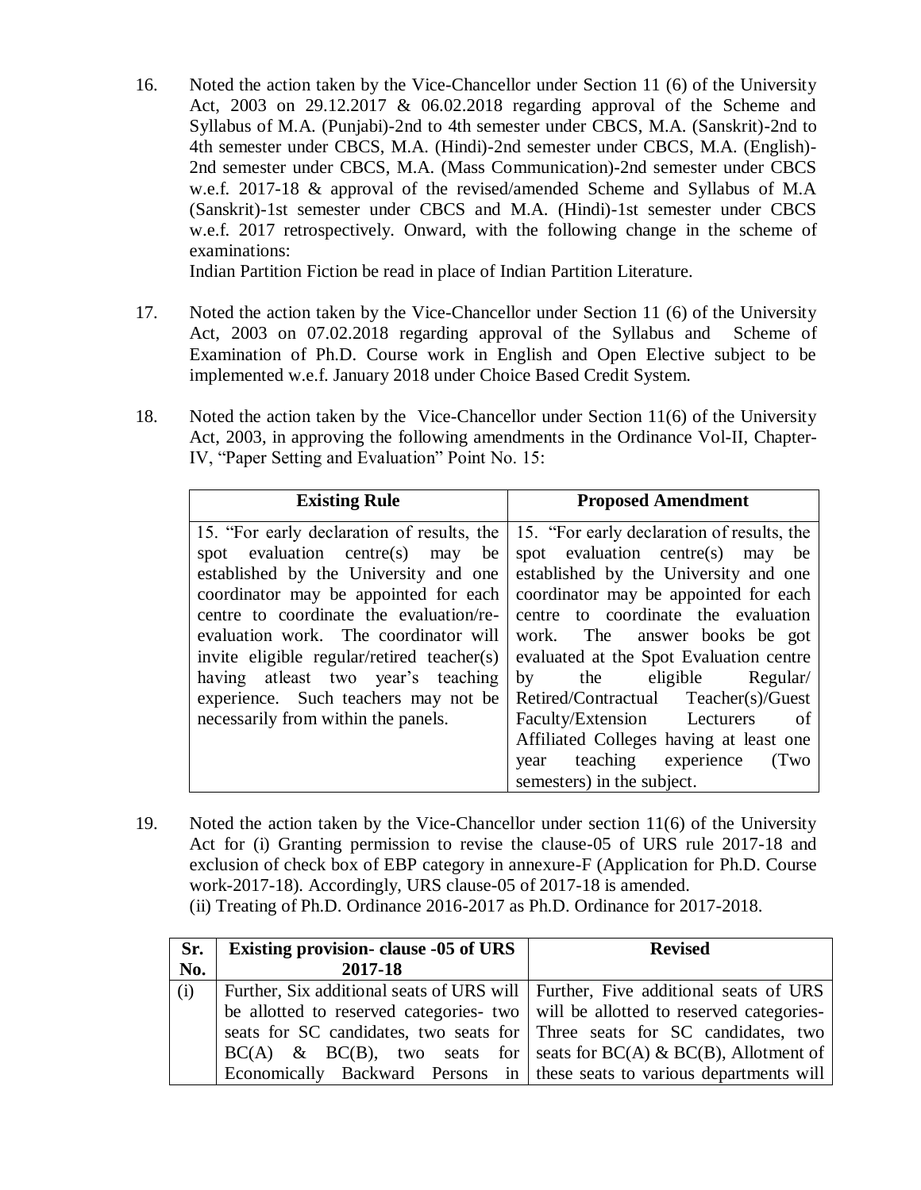16. Noted the action taken by the Vice-Chancellor under Section 11 (6) of the University Act, 2003 on 29.12.2017 & 06.02.2018 regarding approval of the Scheme and Syllabus of M.A. (Punjabi)-2nd to 4th semester under CBCS, M.A. (Sanskrit)-2nd to 4th semester under CBCS, M.A. (Hindi)-2nd semester under CBCS, M.A. (English)-2nd semester under CBCS, M.A. (Mass Communication)-2nd semester under CBCS w.e.f. 2017-18 & approval of the revised/amended Scheme and Syllabus of M.A (Sanskrit)-1st semester under CBCS and M.A. (Hindi)-1st semester under CBCS w.e.f. 2017 retrospectively. Onward, with the following change in the scheme of examinations:
Indian Partition Fiction be read in place of Indian Partition Literature.

17. Noted the action taken by the Vice-Chancellor under Section 11 (6) of the University Act, 2003 on 07.02.2018 regarding approval of the Syllabus and Scheme of Examination of Ph.D. Course work in English and Open Elective subject to be implemented w.e.f. January 2018 under Choice Based Credit System.

18. Noted the action taken by the Vice-Chancellor under Section 11(6) of the University Act, 2003, in approving the following amendments in the Ordinance Vol-II, Chapter-IV, "Paper Setting and Evaluation" Point No. 15:

| Existing Rule | Proposed Amendment |
|---|---|
| 15. "For early declaration of results, the spot evaluation centre(s) may be established by the University and one coordinator may be appointed for each centre to coordinate the evaluation/re-evaluation work. The coordinator will invite eligible regular/retired teacher(s) having atleast two year's teaching experience. Such teachers may not be necessarily from within the panels. | 15. "For early declaration of results, the spot evaluation centre(s) may be established by the University and one coordinator may be appointed for each centre to coordinate the evaluation work. The answer books be got evaluated at the Spot Evaluation centre by the eligible Regular/ Retired/Contractual Teacher(s)/Guest Faculty/Extension Lecturers of Affiliated Colleges having at least one year teaching experience (Two semesters) in the subject. |

19. Noted the action taken by the Vice-Chancellor under section 11(6) of the University Act for (i) Granting permission to revise the clause-05 of URS rule 2017-18 and exclusion of check box of EBP category in annexure-F (Application for Ph.D. Course work-2017-18). Accordingly, URS clause-05 of 2017-18 is amended.
(ii) Treating of Ph.D. Ordinance 2016-2017 as Ph.D. Ordinance for 2017-2018.

| Sr. No. | Existing provision- clause -05 of URS 2017-18 | Revised |
|---|---|---|
| (i) | Further, Six additional seats of URS will be allotted to reserved categories- two seats for SC candidates, two seats for BC(A) & BC(B), two seats for Economically Backward Persons in | Further, Five additional seats of URS will be allotted to reserved categories- Three seats for SC candidates, two seats for BC(A) & BC(B), Allotment of these seats to various departments will |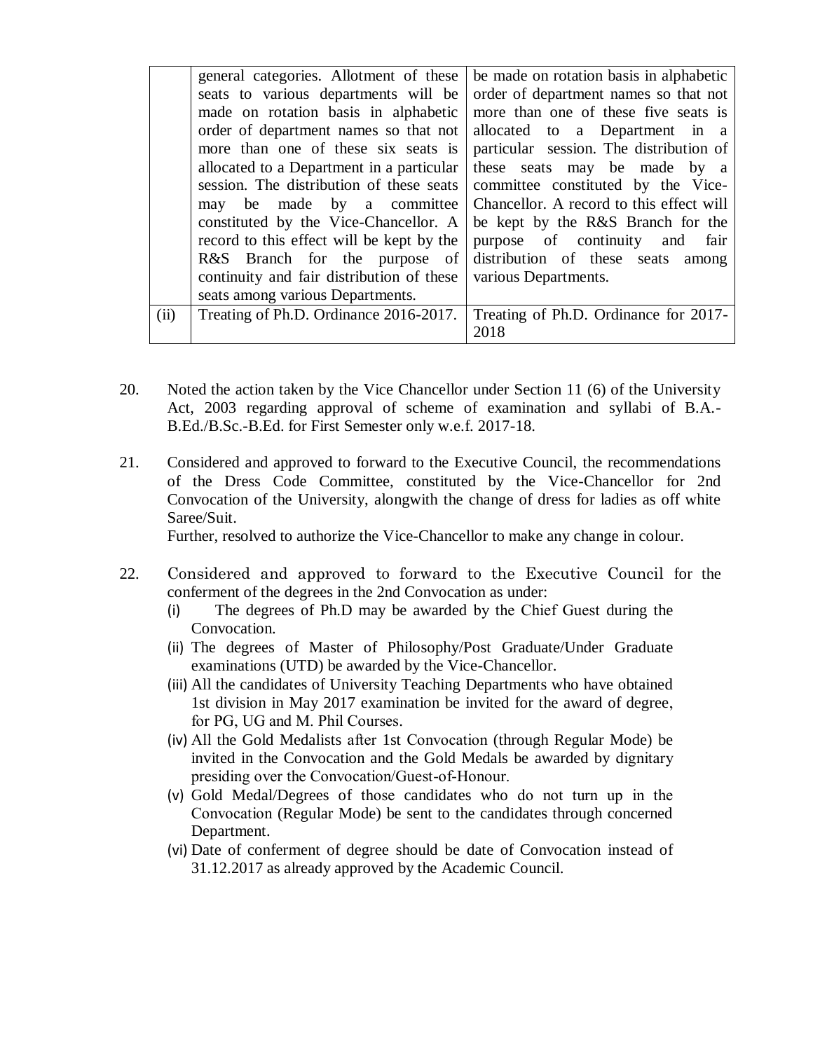| | | |
|---|---|---|
| | general categories. Allotment of these seats to various departments will be made on rotation basis in alphabetic order of department names so that not more than one of these six seats is allocated to a Department in a particular session. The distribution of these seats may be made by a committee constituted by the Vice-Chancellor. A record to this effect will be kept by the R&S Branch for the purpose of continuity and fair distribution of these seats among various Departments. | be made on rotation basis in alphabetic order of department names so that not more than one of these five seats is allocated to a Department in a particular session. The distribution of these seats may be made by a committee constituted by the Vice-Chancellor. A record to this effect will be kept by the R&S Branch for the purpose of continuity and fair distribution of these seats among various Departments. |
| (ii) | Treating of Ph.D. Ordinance 2016-2017. | Treating of Ph.D. Ordinance for 2017-2018 |

20. Noted the action taken by the Vice Chancellor under Section 11 (6) of the University Act, 2003 regarding approval of scheme of examination and syllabi of B.A.-B.Ed./B.Sc.-B.Ed. for First Semester only w.e.f. 2017-18.

21. Considered and approved to forward to the Executive Council, the recommendations of the Dress Code Committee, constituted by the Vice-Chancellor for 2nd Convocation of the University, alongwith the change of dress for ladies as off white Saree/Suit.

    Further, resolved to authorize the Vice-Chancellor to make any change in colour.

22. Considered and approved to forward to the Executive Council for the conferment of the degrees in the 2nd Convocation as under:
    (i) The degrees of Ph.D may be awarded by the Chief Guest during the Convocation.
    (ii) The degrees of Master of Philosophy/Post Graduate/Under Graduate examinations (UTD) be awarded by the Vice-Chancellor.
    (iii) All the candidates of University Teaching Departments who have obtained 1st division in May 2017 examination be invited for the award of degree, for PG, UG and M. Phil Courses.
    (iv) All the Gold Medalists after 1st Convocation (through Regular Mode) be invited in the Convocation and the Gold Medals be awarded by dignitary presiding over the Convocation/Guest-of-Honour.
    (v) Gold Medal/Degrees of those candidates who do not turn up in the Convocation (Regular Mode) be sent to the candidates through concerned Department.
    (vi) Date of conferment of degree should be date of Convocation instead of 31.12.2017 as already approved by the Academic Council.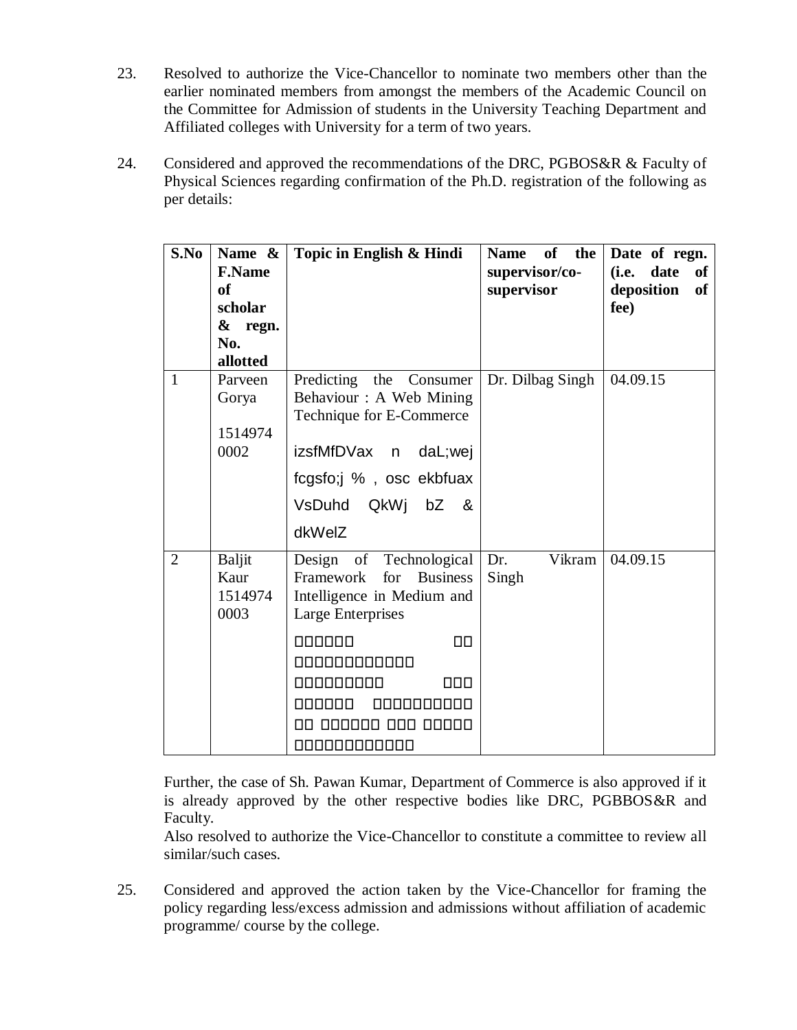23. Resolved to authorize the Vice-Chancellor to nominate two members other than the earlier nominated members from amongst the members of the Academic Council on the Committee for Admission of students in the University Teaching Department and Affiliated colleges with University for a term of two years.

24. Considered and approved the recommendations of the DRC, PGBOS&R & Faculty of Physical Sciences regarding confirmation of the Ph.D. registration of the following as per details:

| S.No | Name & F.Name of scholar & regn. No. allotted | Topic in English & Hindi | Name of the supervisor/co-supervisor | Date of regn. (i.e. date of deposition of fee) |
|---|---|---|---|---|
| 1 | Parveen Gorya 15149740002 | Predicting the Consumer Behaviour : A Web Mining Technique for E-Commerce izsfMfDVax n daL;wej fcgsfo;j % , osc ekbfuax VsDuhd QkWj bZ & dkWelZ | Dr. Dilbag Singh | 04.09.15 |
| 2 | Baljit Kaur 15149740003 | Design of Technological Framework for Business Intelligence in Medium and Large Enterprises □□□□□□ □□ □□□□□□□□□□□□ □□□□□□□□□ □□□ □□□□□□ □□□□□□□□□□ □□ □□□□□□ □□□ □□□□□ □□□□□□□□□□□□ | Dr. Vikram Singh | 04.09.15 |

Further, the case of Sh. Pawan Kumar, Department of Commerce is also approved if it is already approved by the other respective bodies like DRC, PGBBOS&R and Faculty.

Also resolved to authorize the Vice-Chancellor to constitute a committee to review all similar/such cases.

25. Considered and approved the action taken by the Vice-Chancellor for framing the policy regarding less/excess admission and admissions without affiliation of academic programme/ course by the college.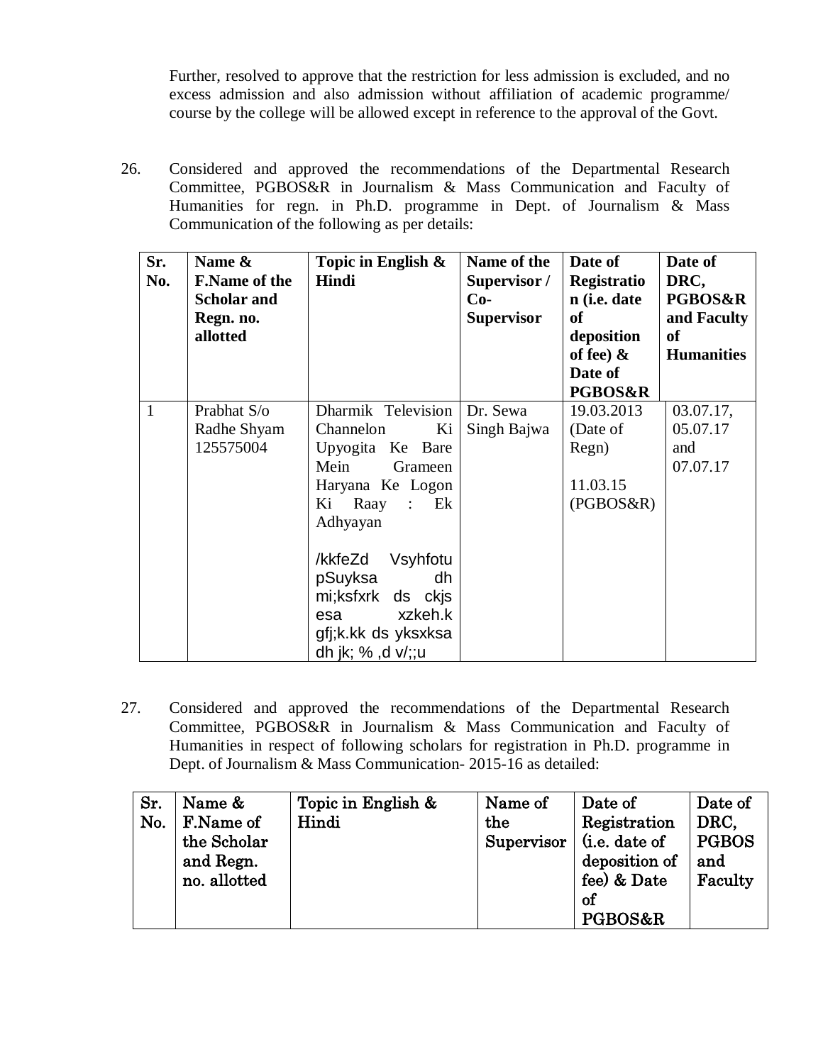Further, resolved to approve that the restriction for less admission is excluded, and no excess admission and also admission without affiliation of academic programme/ course by the college will be allowed except in reference to the approval of the Govt.

26. Considered and approved the recommendations of the Departmental Research Committee, PGBOS&R in Journalism & Mass Communication and Faculty of Humanities for regn. in Ph.D. programme in Dept. of Journalism & Mass Communication of the following as per details:

| Sr. No. | Name & F.Name of the Scholar and Regn. no. allotted | Topic in English & Hindi | Name of the Supervisor / Co-Supervisor | Date of Registration (i.e. date of deposition of fee) & Date of PGBOS&R | Date of DRC, PGBOS&R and Faculty of Humanities |
|---|---|---|---|---|---|
| 1 | Prabhat S/o Radhe Shyam 125575004 | Dharmik Television Channelon Ki Upyogita Ke Bare Mein Grameen Haryana Ke Logon Ki Raay : Ek Adhyayan<br><br>/kkfeZd Vsyhfotu pSuyksa dh mi;ksfxrk ds ckjs esa xzkeh.k gfj;k.kk ds yksxksa dh jk; % ,d v/;;u | Dr. Sewa Singh Bajwa | 19.03.2013 (Date of Regn)<br><br>11.03.15 (PGBOS&R) | 03.07.17, 05.07.17 and 07.07.17 |

27. Considered and approved the recommendations of the Departmental Research Committee, PGBOS&R in Journalism & Mass Communication and Faculty of Humanities in respect of following scholars for registration in Ph.D. programme in Dept. of Journalism & Mass Communication- 2015-16 as detailed:

| Sr. No. | Name & F.Name of the Scholar and Regn. no. allotted | Topic in English & Hindi | Name of the Supervisor | Date of Registration (i.e. date of deposition of fee) & Date of PGBOS&R | Date of DRC, PGBOS and Faculty |
|---|---|---|---|---|---|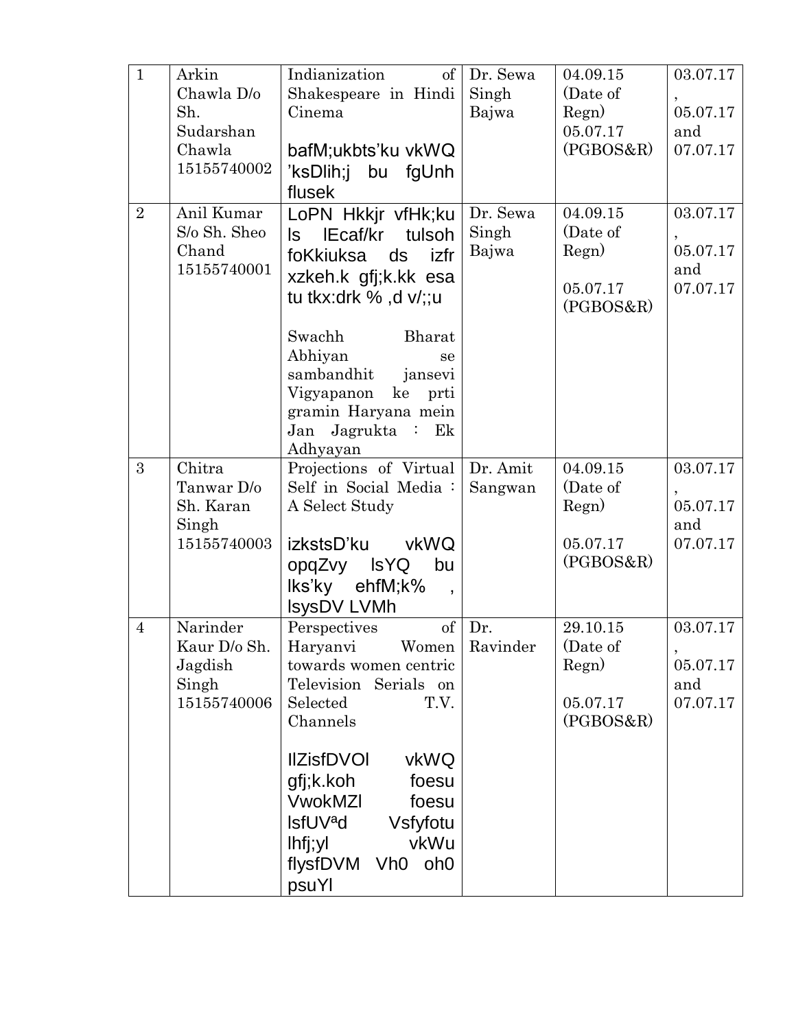| 1 | Arkin Chawla D/o Sh. Sudarshan Chawla 15155740002 | Indianization of Shakespeare in Hindi Cinema<br><br>bafM;ukbts'ku vkWQ 'ksDlih;j bu fgUnh flusek | Dr. Sewa Singh Bajwa | 04.09.15 (Date of Regn)<br>05.07.17 (PGBOS&R) | 03.07.17, 05.07.17 and 07.07.17 |
|---|---|---|---|---|---|
| 2 | Anil Kumar S/o Sh. Sheo Chand 15155740001 | LoPN Hkkjr vfHk;ku ls lEcaf/kr tulsoh foKkiuksa ds izfr xzkeh.k gfj;k.kk esa tu tkx:drk % ,d v/;;u<br><br>Swachh Bharat Abhiyan se sambandhit jansevi Vigyapanon ke prti gramin Haryana mein Jan Jagrukta : Ek Adhyayan | Dr. Sewa Singh Bajwa | 04.09.15 (Date of Regn)<br><br>05.07.17 (PGBOS&R) | 03.07.17, 05.07.17 and 07.07.17 |
| 3 | Chitra Tanwar D/o Sh. Karan Singh 15155740003 | Projections of Virtual Self in Social Media : A Select Study<br><br>izkstsD'ku vkWQ opqZvy lsYQ bu lks'ky ehfM;k% , lsysDV LVMh | Dr. Amit Sangwan | 04.09.15 (Date of Regn)<br><br>05.07.17 (PGBOS&R) | 03.07.17, 05.07.17 and 07.07.17 |
| 4 | Narinder Kaur D/o Sh. Jagdish Singh 15155740006 | Perspectives of Haryanvi Women towards women centric Television Serials on Selected T.V. Channels<br><br>lIZisfDVOl vkWQ gfj;k.koh foesu VwokMZl foesu lsfUVªd Vsfyfotu lhfj;yl vkWu flysfDVM Vh0 oh0 psuYl | Dr. Ravinder | 29.10.15 (Date of Regn)<br><br>05.07.17 (PGBOS&R) | 03.07.17, 05.07.17 and 07.07.17 |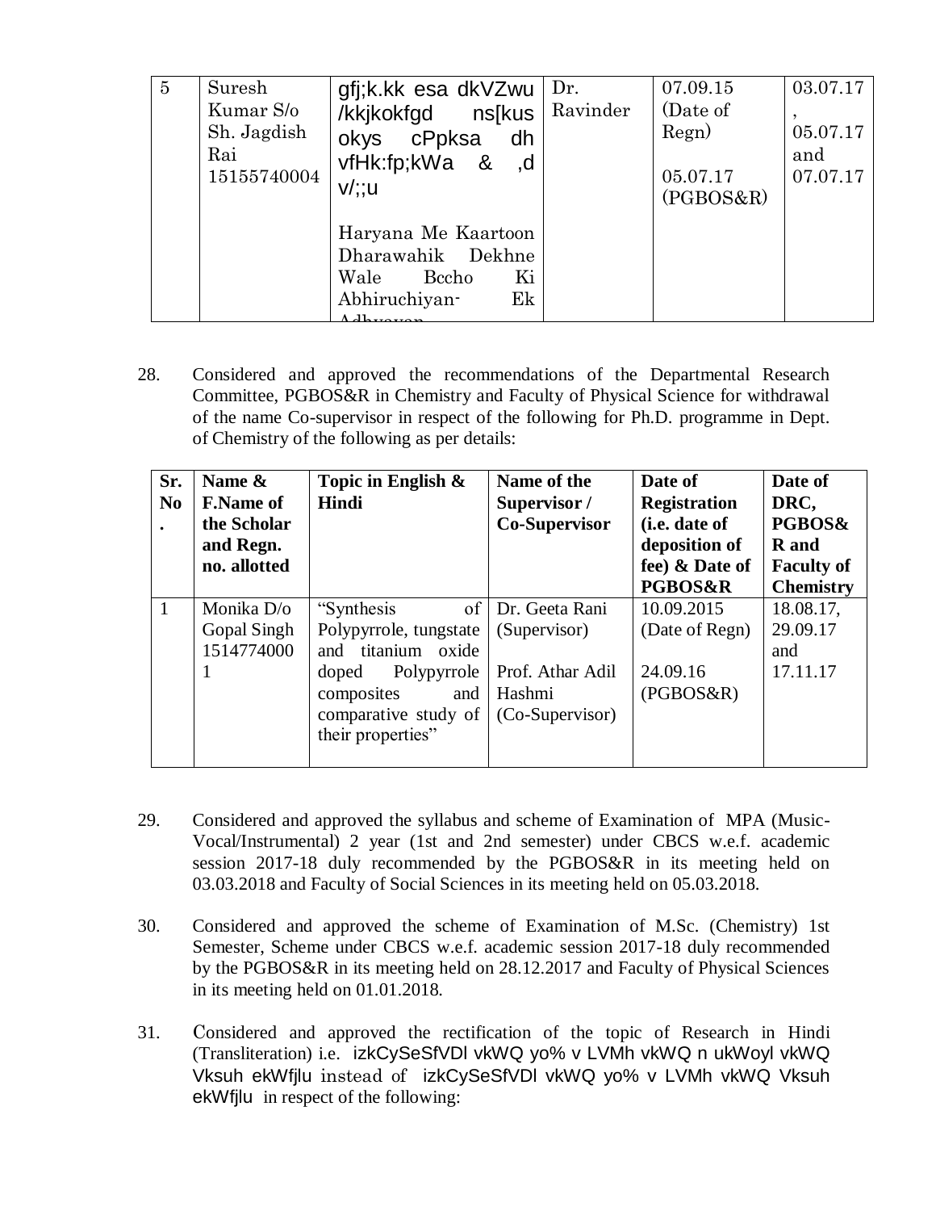| 5 | Suresh Kumar S/o Sh. Jagdish Rai 15155740004 | gfj;k.kk esa dkVZwu /kkjkokfgd ns[kus okys cPpksa dh vfHk:fp;kWa & ,d v/;;u<br><br>Haryana Me Kaartoon Dharawahik Dekhne Wale Bccho Ki Abhiruchiyan- Ek Adhyayan | Dr. Ravinder | 07.09.15 (Date of Regn)<br><br>05.07.17 (PGBOS&R) | 03.07.17, 05.07.17 and 07.07.17 |
|---|---|---|---|---|---|

28. Considered and approved the recommendations of the Departmental Research Committee, PGBOS&R in Chemistry and Faculty of Physical Science for withdrawal of the name Co-supervisor in respect of the following for Ph.D. programme in Dept. of Chemistry of the following as per details:

| Sr. No. | Name & F.Name of the Scholar and Regn. no. allotted | Topic in English & Hindi | Name of the Supervisor / Co-Supervisor | Date of Registration (i.e. date of deposition of fee) & Date of PGBOS&R | Date of DRC, PGBOS& R and Faculty of Chemistry |
|---|---|---|---|---|---|
| 1 | Monika D/o Gopal Singh 15147740001 | "Synthesis of Polypyrrole, tungstate and titanium oxide doped Polypyrrole composites and comparative study of their properties" | Dr. Geeta Rani (Supervisor)<br><br>Prof. Athar Adil Hashmi (Co-Supervisor) | 10.09.2015 (Date of Regn)<br><br>24.09.16 (PGBOS&R) | 18.08.17, 29.09.17 and 17.11.17 |

29. Considered and approved the syllabus and scheme of Examination of MPA (Music-Vocal/Instrumental) 2 year (1st and 2nd semester) under CBCS w.e.f. academic session 2017-18 duly recommended by the PGBOS&R in its meeting held on 03.03.2018 and Faculty of Social Sciences in its meeting held on 05.03.2018.

30. Considered and approved the scheme of Examination of M.Sc. (Chemistry) 1st Semester, Scheme under CBCS w.e.f. academic session 2017-18 duly recommended by the PGBOS&R in its meeting held on 28.12.2017 and Faculty of Physical Sciences in its meeting held on 01.01.2018.

31. Considered and approved the rectification of the topic of Research in Hindi (Transliteration) i.e. izkCySeSfVDl vkWQ yo% v LVMh vkWQ n ukWoyl vkWQ Vksuh ekWfjlu instead of izkCySeSfVDl vkWQ yo% v LVMh vkWQ Vksuh ekWfjlu in respect of the following: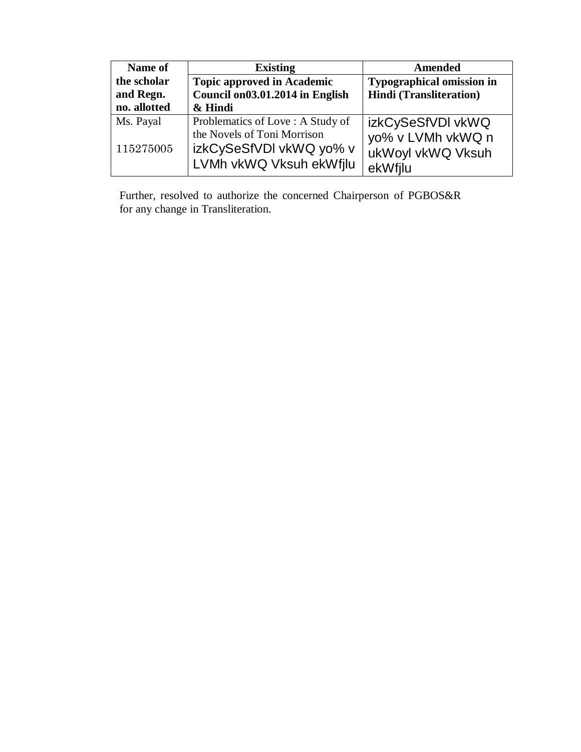| Name of the scholar and Regn. no. allotted | Existing | Amended |
|---|---|---|
| | **Topic approved in Academic Council on03.01.2014 in English & Hindi** | **Typographical omission in Hindi (Transliteration)** |
| Ms. Payal<br><br>115275005 | Problematics of Love : A Study of the Novels of Toni Morrison<br>izkCySeSfVDl vkWQ yo% v LVMh vkWQ Vksuh ekWfjlu | izkCySeSfVDl vkWQ yo% v LVMh vkWQ n ukWoyl vkWQ Vksuh ekWfjlu |

Further, resolved to authorize the concerned Chairperson of PGBOS&R for any change in Transliteration.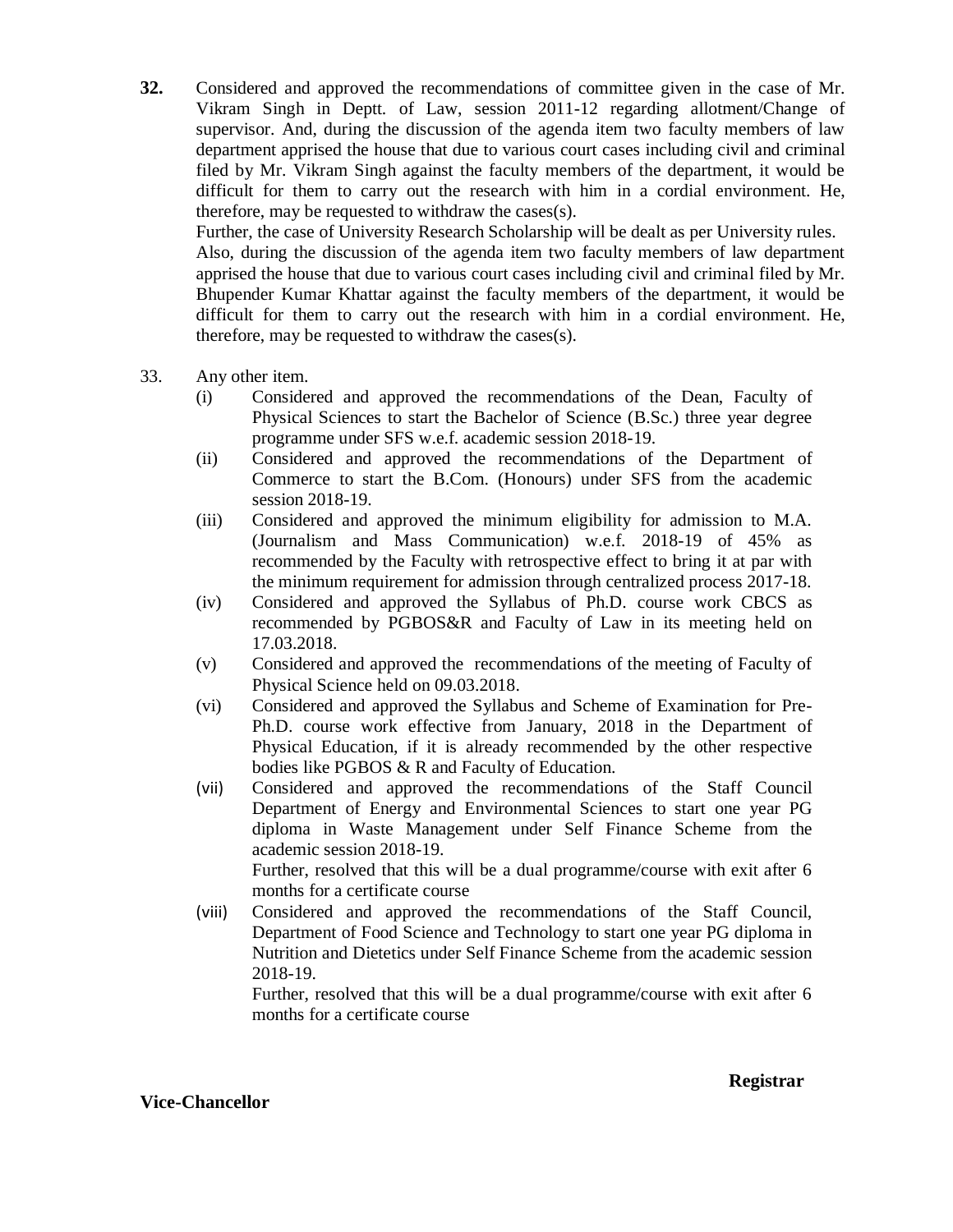**32.** Considered and approved the recommendations of committee given in the case of Mr. Vikram Singh in Deptt. of Law, session 2011-12 regarding allotment/Change of supervisor. And, during the discussion of the agenda item two faculty members of law department apprised the house that due to various court cases including civil and criminal filed by Mr. Vikram Singh against the faculty members of the department, it would be difficult for them to carry out the research with him in a cordial environment. He, therefore, may be requested to withdraw the cases(s).

Further, the case of University Research Scholarship will be dealt as per University rules.

Also, during the discussion of the agenda item two faculty members of law department apprised the house that due to various court cases including civil and criminal filed by Mr. Bhupender Kumar Khattar against the faculty members of the department, it would be difficult for them to carry out the research with him in a cordial environment. He, therefore, may be requested to withdraw the cases(s).

33. Any other item.

(i) Considered and approved the recommendations of the Dean, Faculty of Physical Sciences to start the Bachelor of Science (B.Sc.) three year degree programme under SFS w.e.f. academic session 2018-19.

(ii) Considered and approved the recommendations of the Department of Commerce to start the B.Com. (Honours) under SFS from the academic session 2018-19.

(iii) Considered and approved the minimum eligibility for admission to M.A. (Journalism and Mass Communication) w.e.f. 2018-19 of 45% as recommended by the Faculty with retrospective effect to bring it at par with the minimum requirement for admission through centralized process 2017-18.

(iv) Considered and approved the Syllabus of Ph.D. course work CBCS as recommended by PGBOS&R and Faculty of Law in its meeting held on 17.03.2018.

(v) Considered and approved the recommendations of the meeting of Faculty of Physical Science held on 09.03.2018.

(vi) Considered and approved the Syllabus and Scheme of Examination for Pre-Ph.D. course work effective from January, 2018 in the Department of Physical Education, if it is already recommended by the other respective bodies like PGBOS & R and Faculty of Education.

(vii) Considered and approved the recommendations of the Staff Council Department of Energy and Environmental Sciences to start one year PG diploma in Waste Management under Self Finance Scheme from the academic session 2018-19.

Further, resolved that this will be a dual programme/course with exit after 6 months for a certificate course

(viii) Considered and approved the recommendations of the Staff Council, Department of Food Science and Technology to start one year PG diploma in Nutrition and Dietetics under Self Finance Scheme from the academic session 2018-19.

Further, resolved that this will be a dual programme/course with exit after 6 months for a certificate course

**Registrar**

**Vice-Chancellor**